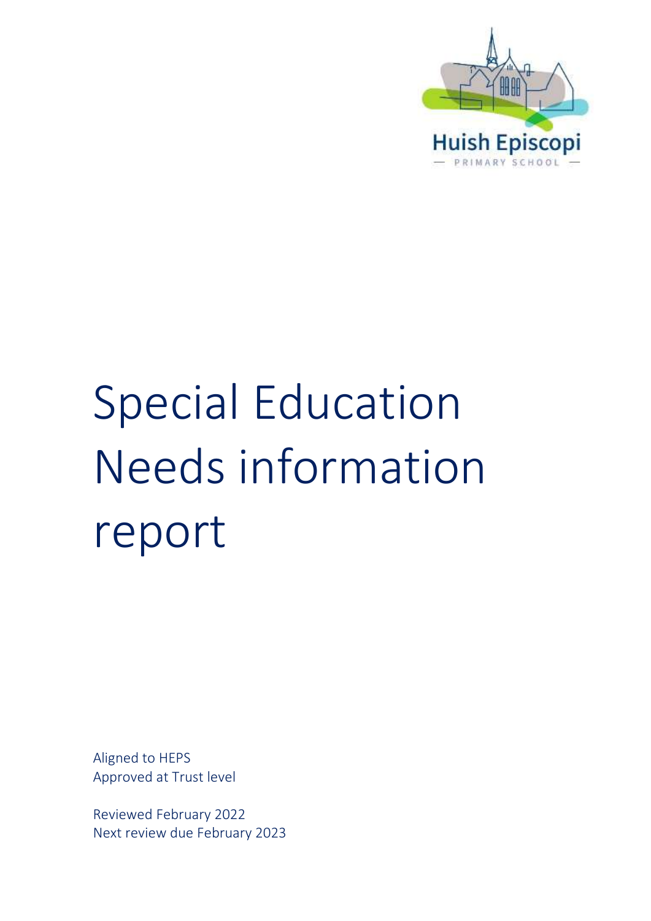Huish Episcopi

PRIMARY SCHOOL

# Special Education Needs information report

Aligned to HEPS
Approved at Trust level

Reviewed February 2022
Next review due February 2023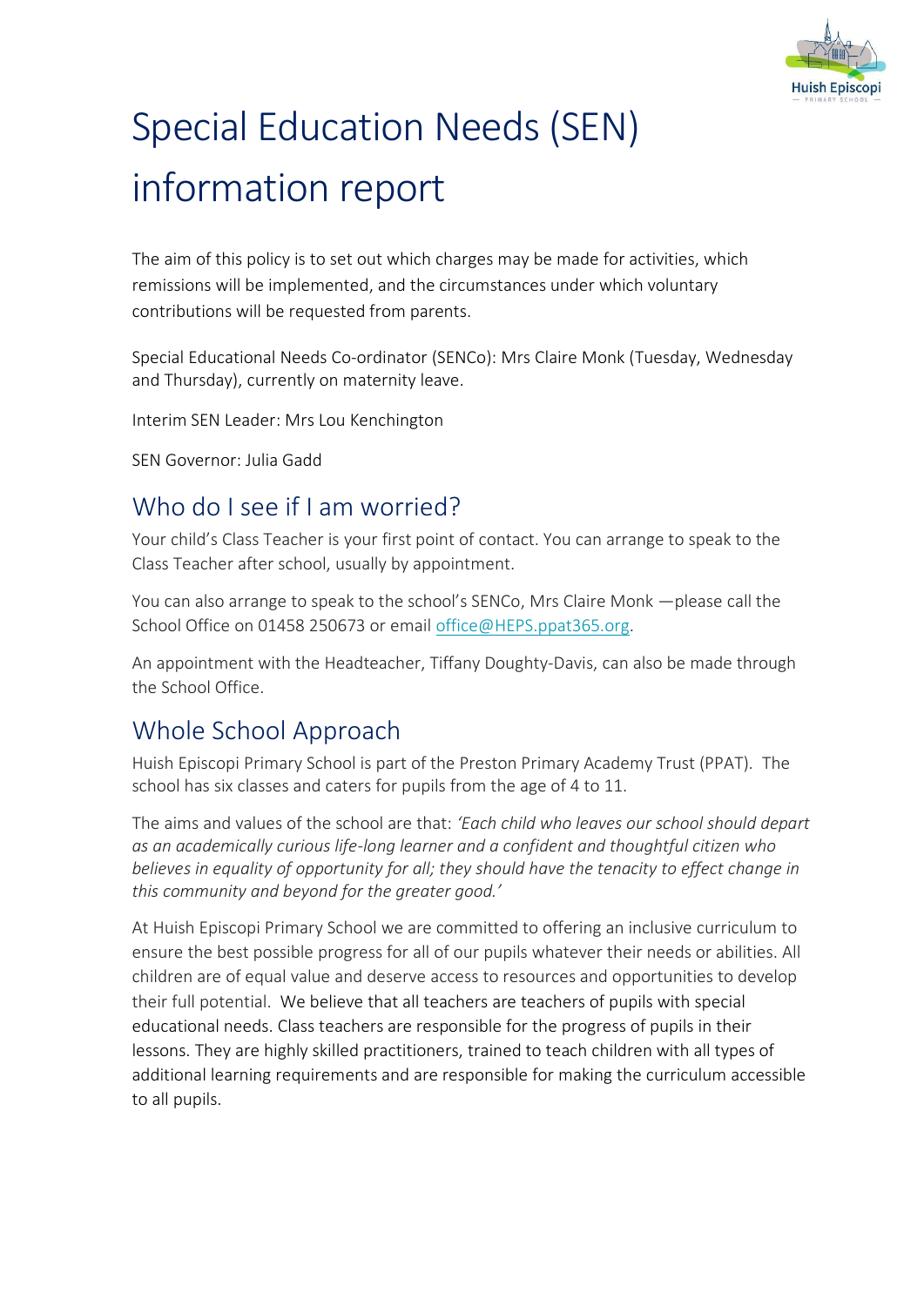# Special Education Needs (SEN) information report

The aim of this policy is to set out which charges may be made for activities, which remissions will be implemented, and the circumstances under which voluntary contributions will be requested from parents.

Special Educational Needs Co-ordinator (SENCo): Mrs Claire Monk (Tuesday, Wednesday and Thursday), currently on maternity leave.

Interim SEN Leader: Mrs Lou Kenchington

SEN Governor: Julia Gadd

## Who do I see if I am worried?

Your child's Class Teacher is your first point of contact. You can arrange to speak to the Class Teacher after school, usually by appointment.

You can also arrange to speak to the school's SENCo, Mrs Claire Monk —please call the School Office on 01458 250673 or email office@HEPS.ppat365.org.

An appointment with the Headteacher, Tiffany Doughty-Davis, can also be made through the School Office.

## Whole School Approach

Huish Episcopi Primary School is part of the Preston Primary Academy Trust (PPAT). The school has six classes and caters for pupils from the age of 4 to 11.

The aims and values of the school are that: *'Each child who leaves our school should depart as an academically curious life-long learner and a confident and thoughtful citizen who believes in equality of opportunity for all; they should have the tenacity to effect change in this community and beyond for the greater good.'*

At Huish Episcopi Primary School we are committed to offering an inclusive curriculum to ensure the best possible progress for all of our pupils whatever their needs or abilities. All children are of equal value and deserve access to resources and opportunities to develop their full potential. We believe that all teachers are teachers of pupils with special educational needs. Class teachers are responsible for the progress of pupils in their lessons. They are highly skilled practitioners, trained to teach children with all types of additional learning requirements and are responsible for making the curriculum accessible to all pupils.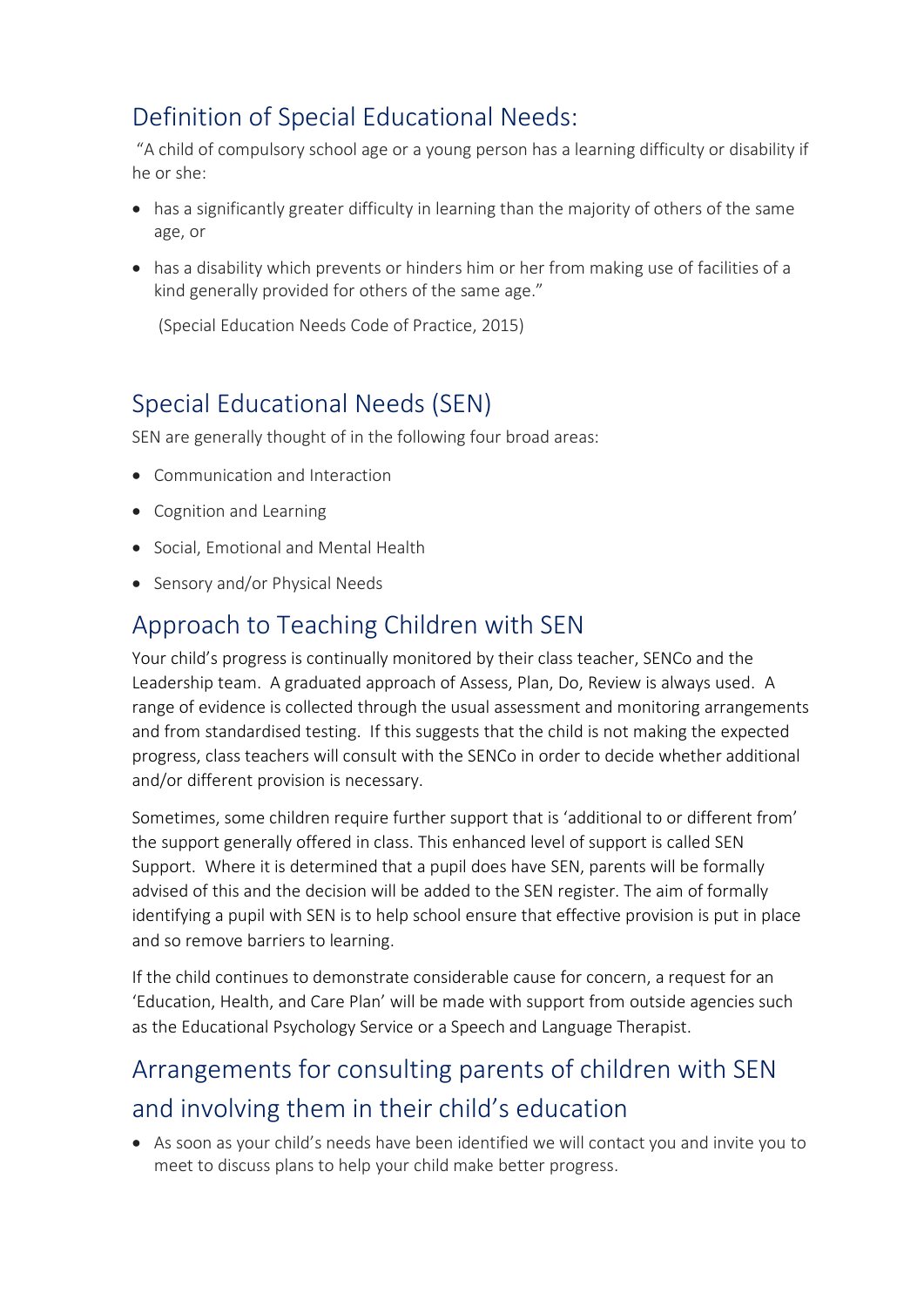## Definition of Special Educational Needs:

"A child of compulsory school age or a young person has a learning difficulty or disability if he or she:

- has a significantly greater difficulty in learning than the majority of others of the same age, or
- has a disability which prevents or hinders him or her from making use of facilities of a kind generally provided for others of the same age."

(Special Education Needs Code of Practice, 2015)

## Special Educational Needs (SEN)

SEN are generally thought of in the following four broad areas:

- Communication and Interaction
- Cognition and Learning
- Social, Emotional and Mental Health
- Sensory and/or Physical Needs

## Approach to Teaching Children with SEN

Your child's progress is continually monitored by their class teacher, SENCo and the Leadership team. A graduated approach of Assess, Plan, Do, Review is always used. A range of evidence is collected through the usual assessment and monitoring arrangements and from standardised testing. If this suggests that the child is not making the expected progress, class teachers will consult with the SENCo in order to decide whether additional and/or different provision is necessary.

Sometimes, some children require further support that is 'additional to or different from' the support generally offered in class. This enhanced level of support is called SEN Support. Where it is determined that a pupil does have SEN, parents will be formally advised of this and the decision will be added to the SEN register. The aim of formally identifying a pupil with SEN is to help school ensure that effective provision is put in place and so remove barriers to learning.

If the child continues to demonstrate considerable cause for concern, a request for an 'Education, Health, and Care Plan' will be made with support from outside agencies such as the Educational Psychology Service or a Speech and Language Therapist.

## Arrangements for consulting parents of children with SEN and involving them in their child's education

- As soon as your child's needs have been identified we will contact you and invite you to meet to discuss plans to help your child make better progress.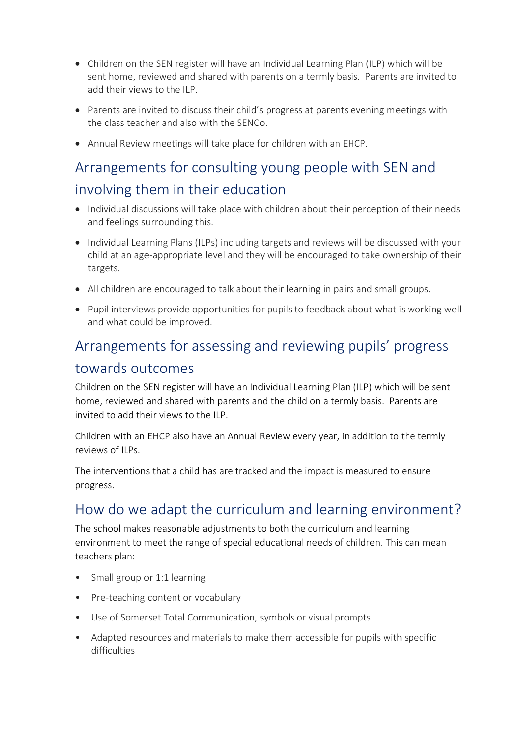- Children on the SEN register will have an Individual Learning Plan (ILP) which will be sent home, reviewed and shared with parents on a termly basis. Parents are invited to add their views to the ILP.
- Parents are invited to discuss their child's progress at parents evening meetings with the class teacher and also with the SENCo.
- Annual Review meetings will take place for children with an EHCP.

## Arrangements for consulting young people with SEN and involving them in their education

- Individual discussions will take place with children about their perception of their needs and feelings surrounding this.
- Individual Learning Plans (ILPs) including targets and reviews will be discussed with your child at an age-appropriate level and they will be encouraged to take ownership of their targets.
- All children are encouraged to talk about their learning in pairs and small groups.
- Pupil interviews provide opportunities for pupils to feedback about what is working well and what could be improved.

## Arrangements for assessing and reviewing pupils' progress towards outcomes

Children on the SEN register will have an Individual Learning Plan (ILP) which will be sent home, reviewed and shared with parents and the child on a termly basis. Parents are invited to add their views to the ILP.

Children with an EHCP also have an Annual Review every year, in addition to the termly reviews of ILPs.

The interventions that a child has are tracked and the impact is measured to ensure progress.

## How do we adapt the curriculum and learning environment?

The school makes reasonable adjustments to both the curriculum and learning environment to meet the range of special educational needs of children. This can mean teachers plan:

- Small group or 1:1 learning
- Pre-teaching content or vocabulary
- Use of Somerset Total Communication, symbols or visual prompts
- Adapted resources and materials to make them accessible for pupils with specific difficulties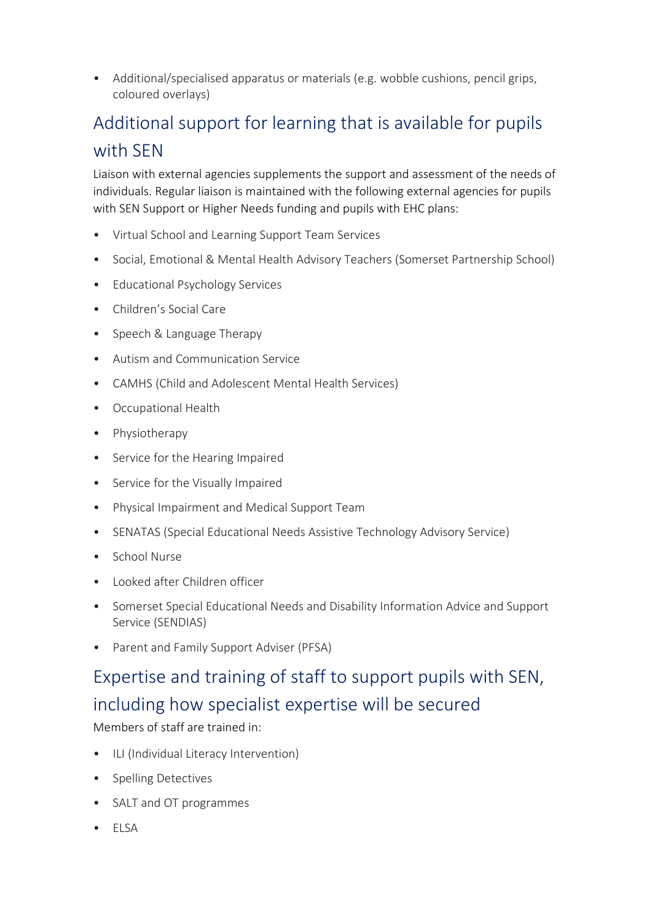- Additional/specialised apparatus or materials (e.g. wobble cushions, pencil grips, coloured overlays)

## Additional support for learning that is available for pupils with SEN

Liaison with external agencies supplements the support and assessment of the needs of individuals. Regular liaison is maintained with the following external agencies for pupils with SEN Support or Higher Needs funding and pupils with EHC plans:

- Virtual School and Learning Support Team Services
- Social, Emotional & Mental Health Advisory Teachers (Somerset Partnership School)
- Educational Psychology Services
- Children's Social Care
- Speech & Language Therapy
- Autism and Communication Service
- CAMHS (Child and Adolescent Mental Health Services)
- Occupational Health
- Physiotherapy
- Service for the Hearing Impaired
- Service for the Visually Impaired
- Physical Impairment and Medical Support Team
- SENATAS (Special Educational Needs Assistive Technology Advisory Service)
- School Nurse
- Looked after Children officer
- Somerset Special Educational Needs and Disability Information Advice and Support Service (SENDIAS)
- Parent and Family Support Adviser (PFSA)

## Expertise and training of staff to support pupils with SEN, including how specialist expertise will be secured

Members of staff are trained in:

- ILI (Individual Literacy Intervention)
- Spelling Detectives
- SALT and OT programmes
- ELSA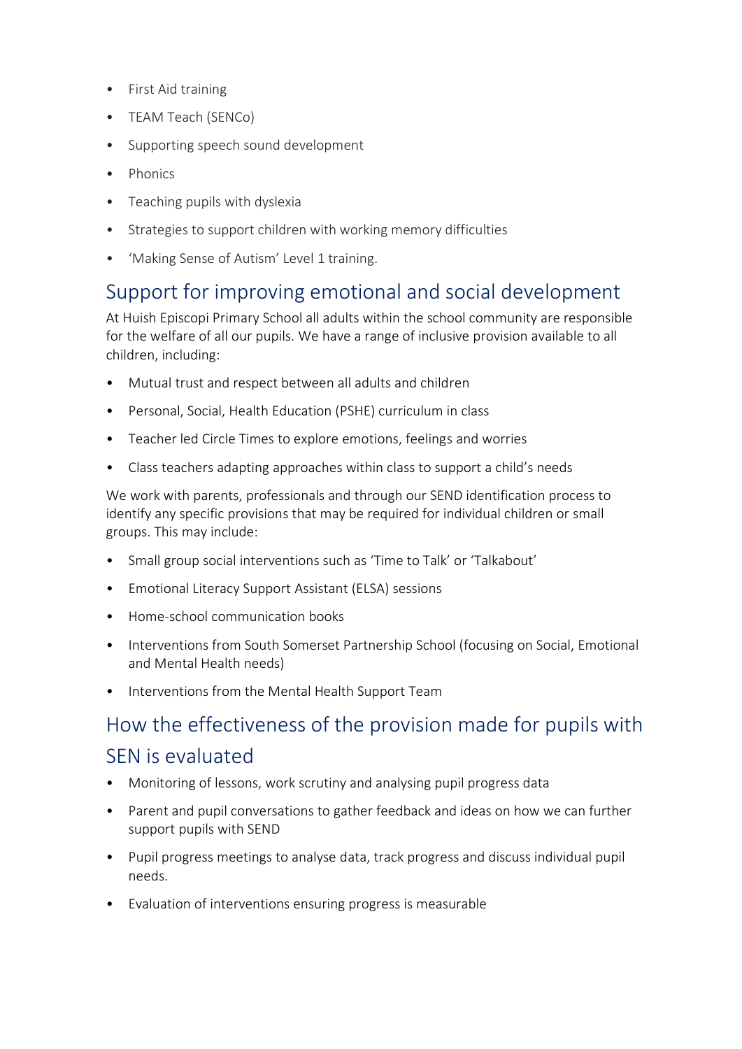- First Aid training
- TEAM Teach (SENCo)
- Supporting speech sound development
- Phonics
- Teaching pupils with dyslexia
- Strategies to support children with working memory difficulties
- 'Making Sense of Autism' Level 1 training.

## Support for improving emotional and social development

At Huish Episcopi Primary School all adults within the school community are responsible for the welfare of all our pupils. We have a range of inclusive provision available to all children, including:

- Mutual trust and respect between all adults and children
- Personal, Social, Health Education (PSHE) curriculum in class
- Teacher led Circle Times to explore emotions, feelings and worries
- Class teachers adapting approaches within class to support a child's needs

We work with parents, professionals and through our SEND identification process to identify any specific provisions that may be required for individual children or small groups. This may include:

- Small group social interventions such as 'Time to Talk' or 'Talkabout'
- Emotional Literacy Support Assistant (ELSA) sessions
- Home-school communication books
- Interventions from South Somerset Partnership School (focusing on Social, Emotional and Mental Health needs)
- Interventions from the Mental Health Support Team

## How the effectiveness of the provision made for pupils with SEN is evaluated

- Monitoring of lessons, work scrutiny and analysing pupil progress data
- Parent and pupil conversations to gather feedback and ideas on how we can further support pupils with SEND
- Pupil progress meetings to analyse data, track progress and discuss individual pupil needs.
- Evaluation of interventions ensuring progress is measurable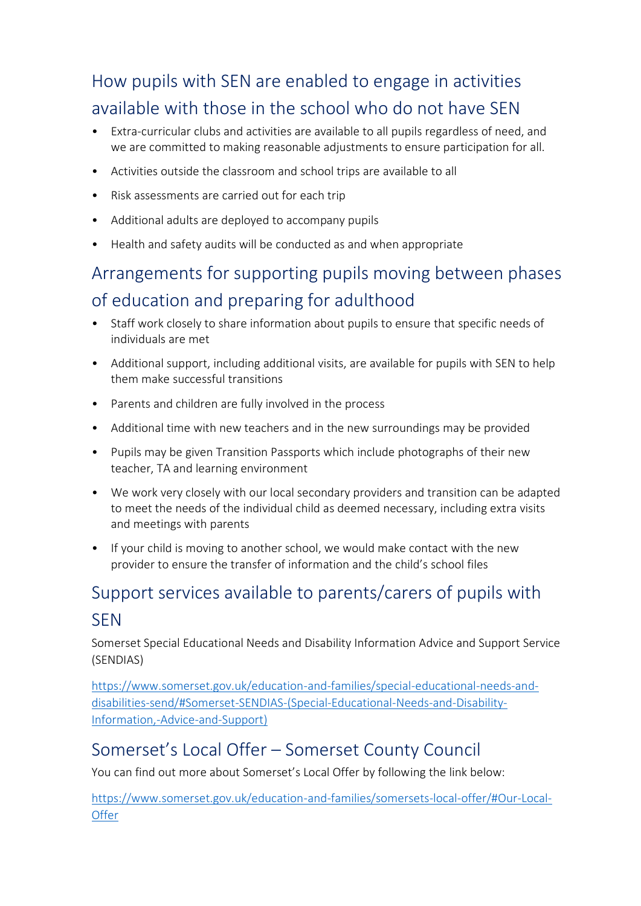## How pupils with SEN are enabled to engage in activities available with those in the school who do not have SEN

- Extra-curricular clubs and activities are available to all pupils regardless of need, and we are committed to making reasonable adjustments to ensure participation for all.
- Activities outside the classroom and school trips are available to all
- Risk assessments are carried out for each trip
- Additional adults are deployed to accompany pupils
- Health and safety audits will be conducted as and when appropriate

## Arrangements for supporting pupils moving between phases of education and preparing for adulthood

- Staff work closely to share information about pupils to ensure that specific needs of individuals are met
- Additional support, including additional visits, are available for pupils with SEN to help them make successful transitions
- Parents and children are fully involved in the process
- Additional time with new teachers and in the new surroundings may be provided
- Pupils may be given Transition Passports which include photographs of their new teacher, TA and learning environment
- We work very closely with our local secondary providers and transition can be adapted to meet the needs of the individual child as deemed necessary, including extra visits and meetings with parents
- If your child is moving to another school, we would make contact with the new provider to ensure the transfer of information and the child's school files

## Support services available to parents/carers of pupils with SEN

Somerset Special Educational Needs and Disability Information Advice and Support Service (SENDIAS)

https://www.somerset.gov.uk/education-and-families/special-educational-needs-and-disabilities-send/#Somerset-SENDIAS-(Special-Educational-Needs-and-Disability-Information,-Advice-and-Support)

## Somerset's Local Offer – Somerset County Council

You can find out more about Somerset's Local Offer by following the link below:

https://www.somerset.gov.uk/education-and-families/somersets-local-offer/#Our-Local-Offer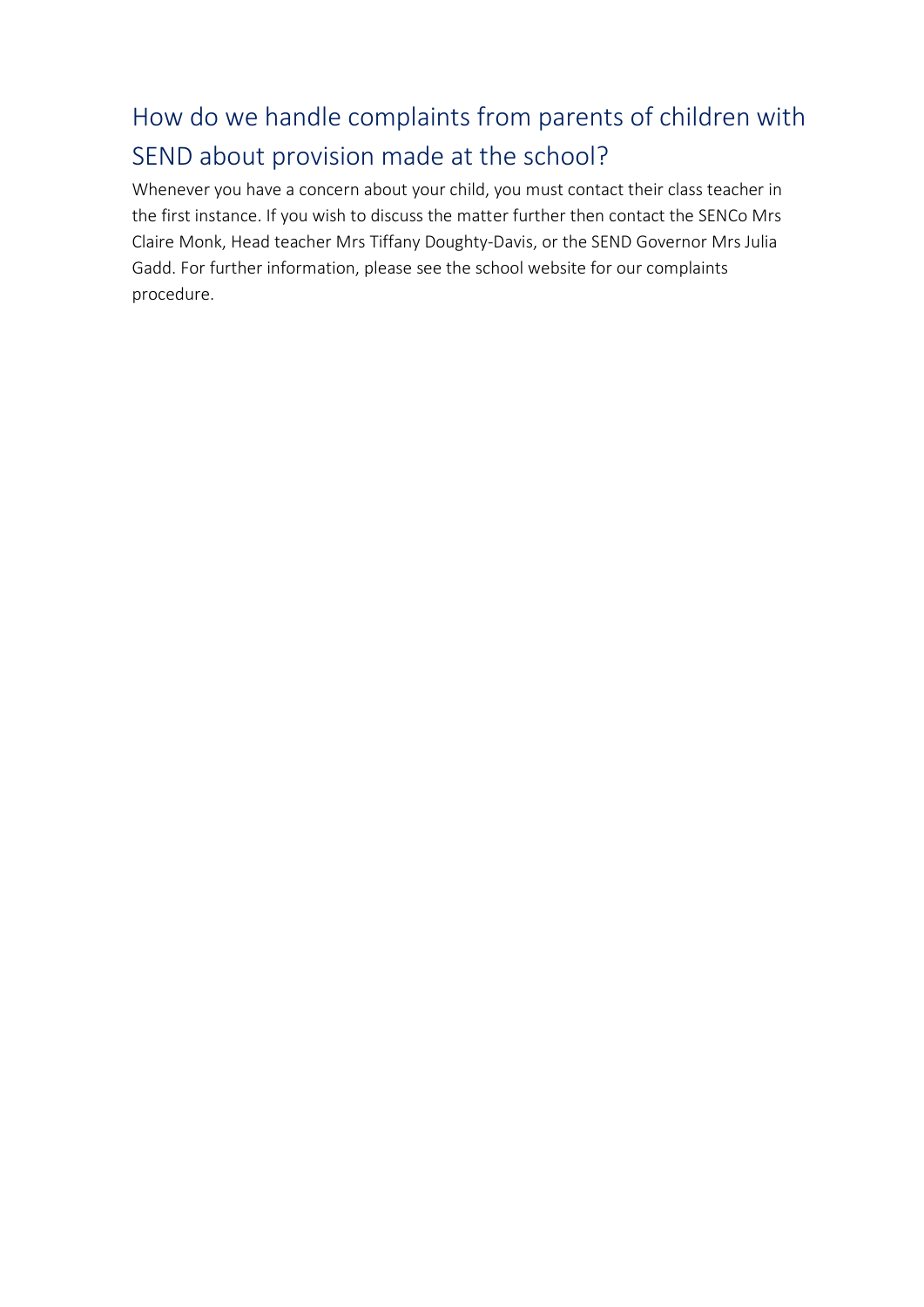## How do we handle complaints from parents of children with SEND about provision made at the school?

Whenever you have a concern about your child, you must contact their class teacher in the first instance. If you wish to discuss the matter further then contact the SENCo Mrs Claire Monk, Head teacher Mrs Tiffany Doughty-Davis, or the SEND Governor Mrs Julia Gadd. For further information, please see the school website for our complaints procedure.